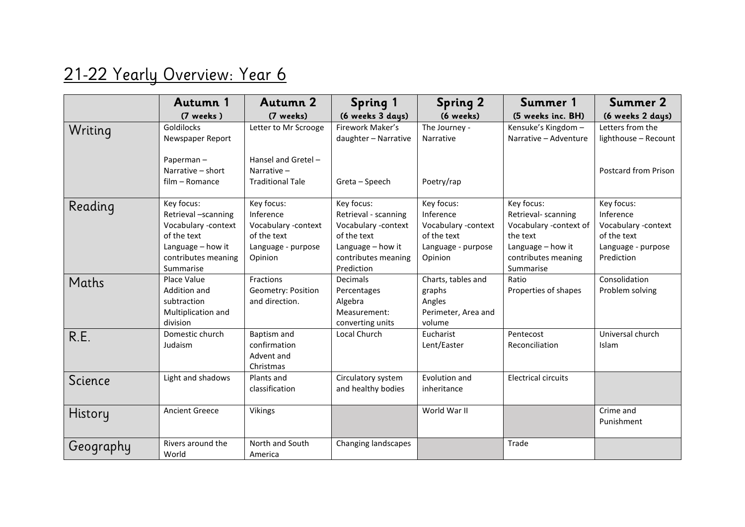# 21-22 Yearly Overview: Year 6

| | **Autumn 1** (7 weeks ) | **Autumn 2** (7 weeks) | **Spring 1** (6 weeks 3 days) | **Spring 2** (6 weeks) | **Summer 1** (5 weeks inc. BH) | **Summer 2** (6 weeks 2 days) |
|---|---|---|---|---|---|---|
| Writing | Goldilocks Newspaper Report<br><br>Paperman – Narrative – short film – Romance | Letter to Mr Scrooge<br><br>Hansel and Gretel – Narrative – Traditional Tale | Firework Maker's daughter – Narrative<br><br>Greta – Speech | The Journey - Narrative<br><br>Poetry/rap | Kensuke's Kingdom – Narrative – Adventure | Letters from the lighthouse – Recount<br><br>Postcard from Prison |
| Reading | Key focus:<br>Retrieval –scanning<br>Vocabulary -context of the text<br>Language – how it contributes meaning<br>Summarise | Key focus:<br>Inference<br>Vocabulary -context of the text<br>Language - purpose<br>Opinion | Key focus:<br>Retrieval - scanning<br>Vocabulary -context of the text<br>Language – how it contributes meaning<br>Prediction | Key focus:<br>Inference<br>Vocabulary -context of the text<br>Language - purpose<br>Opinion | Key focus:<br>Retrieval- scanning<br>Vocabulary -context of the text<br>Language – how it contributes meaning<br>Summarise | Key focus:<br>Inference<br>Vocabulary -context of the text<br>Language - purpose<br>Prediction |
| Maths | Place Value<br>Addition and subtraction<br>Multiplication and division | Fractions<br>Geometry: Position and direction. | Decimals<br>Percentages<br>Algebra<br>Measurement: converting units | Charts, tables and graphs<br>Angles<br>Perimeter, Area and volume | Ratio<br>Properties of shapes | Consolidation<br>Problem solving |
| R.E. | Domestic church<br>Judaism | Baptism and confirmation<br>Advent and Christmas | Local Church | Eucharist<br>Lent/Easter | Pentecost<br>Reconciliation | Universal church<br>Islam |
| Science | Light and shadows | Plants and classification | Circulatory system and healthy bodies | Evolution and inheritance | Electrical circuits | |
| History | Ancient Greece | Vikings | | World War II | | Crime and Punishment |
| Geography | Rivers around the World | North and South America | Changing landscapes | | Trade | |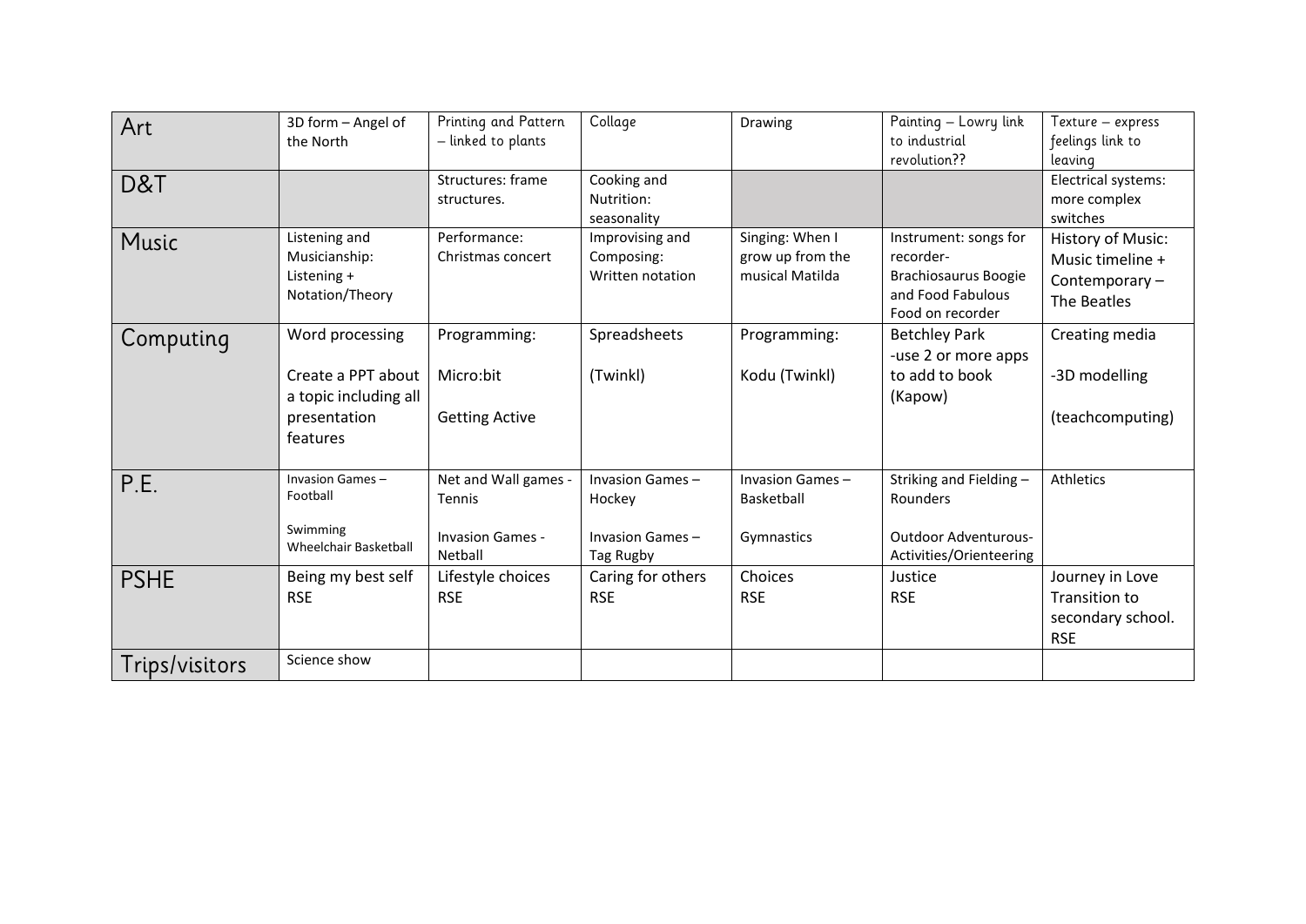| | | | | | | |
|---|---|---|---|---|---|---|
| Art | 3D form – Angel of the North | Printing and Pattern – linked to plants | Collage | Drawing | Painting – Lowry link to industrial revolution?? | Texture – express feelings link to leaving |
| D&T | | Structures: frame structures. | Cooking and Nutrition: seasonality | | | Electrical systems: more complex switches |
| Music | Listening and Musicianship: Listening + Notation/Theory | Performance: Christmas concert | Improvising and Composing: Written notation | Singing: When I grow up from the musical Matilda | Instrument: songs for recorder- Brachiosaurus Boogie and Food Fabulous Food on recorder | History of Music: Music timeline + Contemporary – The Beatles |
| Computing | Word processing<br><br>Create a PPT about a topic including all presentation features | Programming:<br><br>Micro:bit<br><br>Getting Active | Spreadsheets<br><br>(Twinkl) | Programming:<br><br>Kodu (Twinkl) | Betchley Park -use 2 or more apps to add to book (Kapow) | Creating media<br><br>-3D modelling<br><br>(teachcomputing) |
| P.E. | Invasion Games – Football<br><br>Swimming Wheelchair Basketball | Net and Wall games - Tennis<br><br>Invasion Games - Netball | Invasion Games – Hockey<br><br>Invasion Games – Tag Rugby | Invasion Games – Basketball<br><br>Gymnastics | Striking and Fielding – Rounders<br><br>Outdoor Adventurous-Activities/Orienteering | Athletics |
| PSHE | Being my best self RSE | Lifestyle choices RSE | Caring for others RSE | Choices RSE | Justice RSE | Journey in Love Transition to secondary school. RSE |
| Trips/visitors | Science show | | | | | |